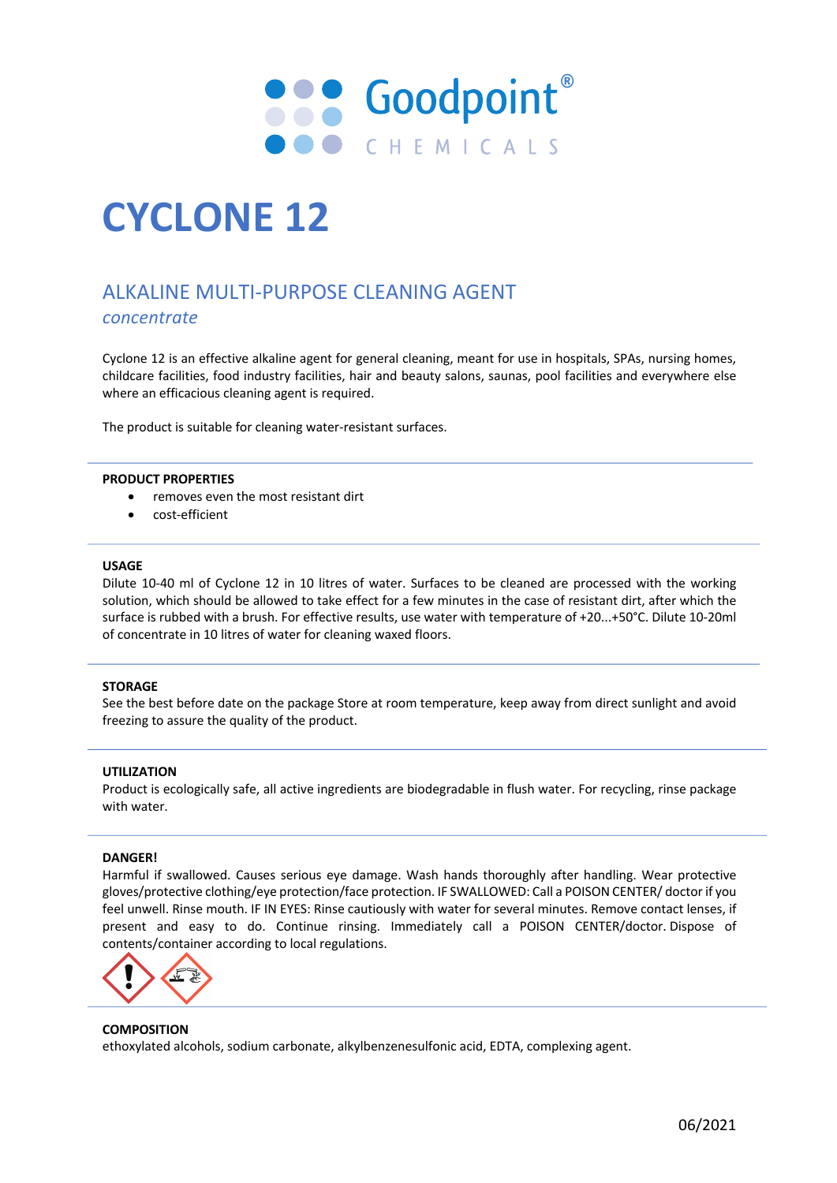Goodpoint®
CHEMICALS

# CYCLONE 12

## ALKALINE MULTI-PURPOSE CLEANING AGENT
*concentrate*

Cyclone 12 is an effective alkaline agent for general cleaning, meant for use in hospitals, SPAs, nursing homes, childcare facilities, food industry facilities, hair and beauty salons, saunas, pool facilities and everywhere else where an efficacious cleaning agent is required.

The product is suitable for cleaning water-resistant surfaces.

**PRODUCT PROPERTIES**

- removes even the most resistant dirt
- cost-efficient

**USAGE**

Dilute 10-40 ml of Cyclone 12 in 10 litres of water. Surfaces to be cleaned are processed with the working solution, which should be allowed to take effect for a few minutes in the case of resistant dirt, after which the surface is rubbed with a brush. For effective results, use water with temperature of +20...+50°C. Dilute 10-20ml of concentrate in 10 litres of water for cleaning waxed floors.

**STORAGE**

See the best before date on the package Store at room temperature, keep away from direct sunlight and avoid freezing to assure the quality of the product.

**UTILIZATION**

Product is ecologically safe, all active ingredients are biodegradable in flush water. For recycling, rinse package with water.

**DANGER!**

Harmful if swallowed. Causes serious eye damage. Wash hands thoroughly after handling. Wear protective gloves/protective clothing/eye protection/face protection. IF SWALLOWED: Call a POISON CENTER/ doctor if you feel unwell. Rinse mouth. IF IN EYES: Rinse cautiously with water for several minutes. Remove contact lenses, if present and easy to do. Continue rinsing. Immediately call a POISON CENTER/doctor. Dispose of contents/container according to local regulations.

**COMPOSITION**

ethoxylated alcohols, sodium carbonate, alkylbenzenesulfonic acid, EDTA, complexing agent.

06/2021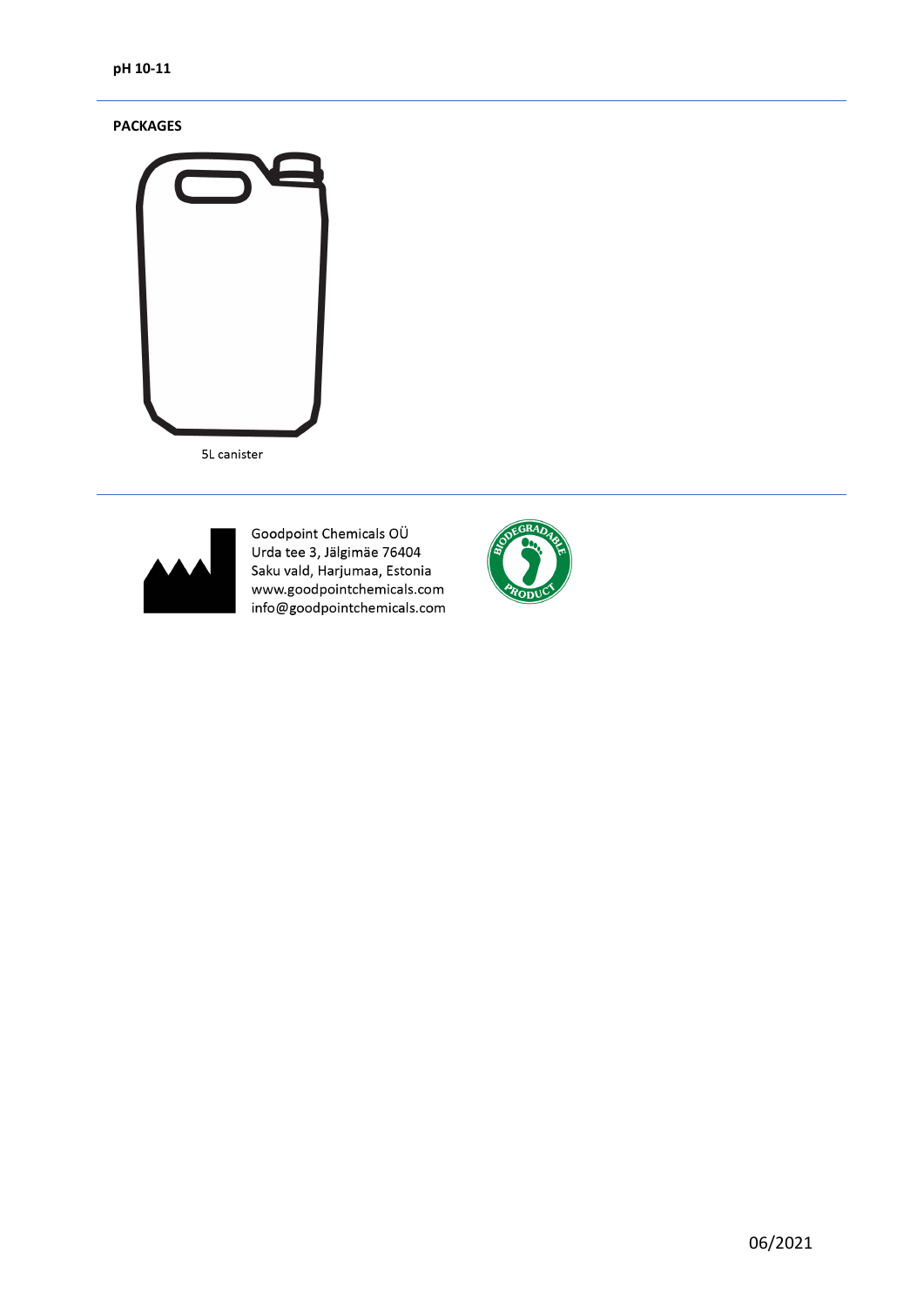**pH 10-11**

**PACKAGES**

5L canister

Goodpoint Chemicals OÜ
Urda tee 3, Jälgimäe 76404
Saku vald, Harjumaa, Estonia
www.goodpointchemicals.com
info@goodpointchemicals.com

BIODEGRADABLE PRODUCT

06/2021